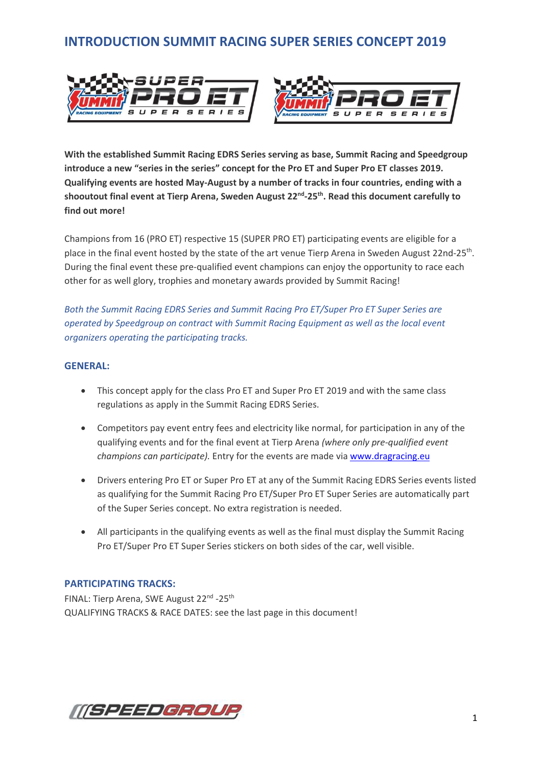# INTRODUCTION SUMMIT RACING SUPER SERIES CONCEPT 2019

**With the established Summit Racing EDRS Series serving as base, Summit Racing and Speedgroup introduce a new "series in the series" concept for the Pro ET and Super Pro ET classes 2019. Qualifying events are hosted May-August by a number of tracks in four countries, ending with a shooutout final event at Tierp Arena, Sweden August 22nd-25th. Read this document carefully to find out more!**

Champions from 16 (PRO ET) respective 15 (SUPER PRO ET) participating events are eligible for a place in the final event hosted by the state of the art venue Tierp Arena in Sweden August 22nd-25th. During the final event these pre-qualified event champions can enjoy the opportunity to race each other for as well glory, trophies and monetary awards provided by Summit Racing!

*Both the Summit Racing EDRS Series and Summit Racing Pro ET/Super Pro ET Super Series are operated by Speedgroup on contract with Summit Racing Equipment as well as the local event organizers operating the participating tracks.*

## GENERAL:

- This concept apply for the class Pro ET and Super Pro ET 2019 and with the same class regulations as apply in the Summit Racing EDRS Series.
- Competitors pay event entry fees and electricity like normal, for participation in any of the qualifying events and for the final event at Tierp Arena *(where only pre-qualified event champions can participate).* Entry for the events are made via [www.dragracing.eu](http://www.dragracing.eu)
- Drivers entering Pro ET or Super Pro ET at any of the Summit Racing EDRS Series events listed as qualifying for the Summit Racing Pro ET/Super Pro ET Super Series are automatically part of the Super Series concept. No extra registration is needed.
- All participants in the qualifying events as well as the final must display the Summit Racing Pro ET/Super Pro ET Super Series stickers on both sides of the car, well visible.

## PARTICIPATING TRACKS:

FINAL: Tierp Arena, SWE August 22nd -25th
QUALIFYING TRACKS & RACE DATES: see the last page in this document!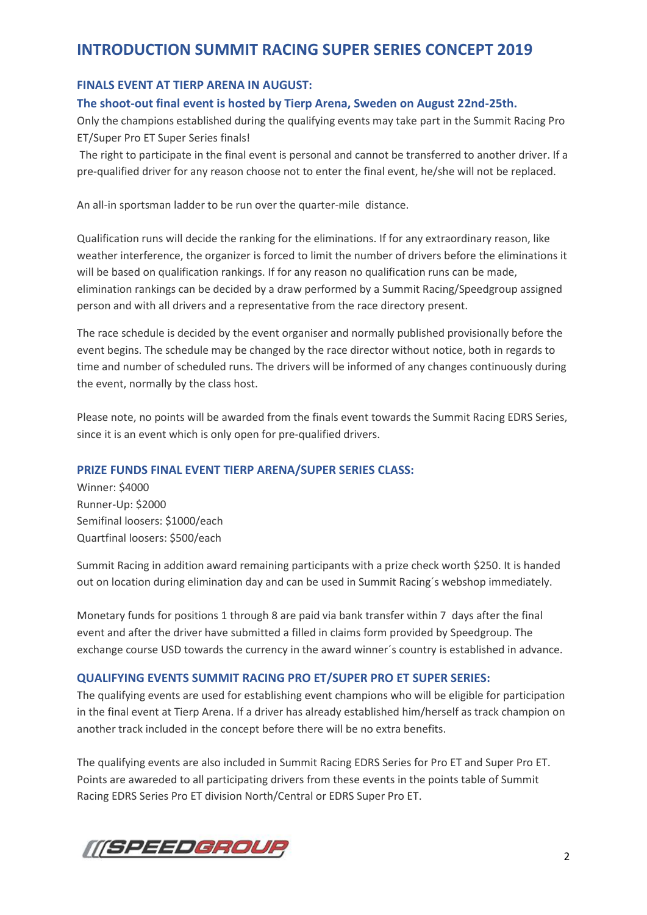# INTRODUCTION SUMMIT RACING SUPER SERIES CONCEPT 2019

### FINALS EVENT AT TIERP ARENA IN AUGUST:

### The shoot-out final event is hosted by Tierp Arena, Sweden on August 22nd-25th.

Only the champions established during the qualifying events may take part in the Summit Racing Pro ET/Super Pro ET Super Series finals!

The right to participate in the final event is personal and cannot be transferred to another driver. If a pre-qualified driver for any reason choose not to enter the final event, he/she will not be replaced.

An all-in sportsman ladder to be run over the quarter-mile distance.

Qualification runs will decide the ranking for the eliminations. If for any extraordinary reason, like weather interference, the organizer is forced to limit the number of drivers before the eliminations it will be based on qualification rankings. If for any reason no qualification runs can be made, elimination rankings can be decided by a draw performed by a Summit Racing/Speedgroup assigned person and with all drivers and a representative from the race directory present.

The race schedule is decided by the event organiser and normally published provisionally before the event begins. The schedule may be changed by the race director without notice, both in regards to time and number of scheduled runs. The drivers will be informed of any changes continuously during the event, normally by the class host.

Please note, no points will be awarded from the finals event towards the Summit Racing EDRS Series, since it is an event which is only open for pre-qualified drivers.

### PRIZE FUNDS FINAL EVENT TIERP ARENA/SUPER SERIES CLASS:

Winner: $4000
Runner-Up: $2000
Semifinal loosers: $1000/each
Quartfinal loosers: $500/each

Summit Racing in addition award remaining participants with a prize check worth $250. It is handed out on location during elimination day and can be used in Summit Racing´s webshop immediately.

Monetary funds for positions 1 through 8 are paid via bank transfer within 7 days after the final event and after the driver have submitted a filled in claims form provided by Speedgroup. The exchange course USD towards the currency in the award winner´s country is established in advance.

### QUALIFYING EVENTS SUMMIT RACING PRO ET/SUPER PRO ET SUPER SERIES:

The qualifying events are used for establishing event champions who will be eligible for participation in the final event at Tierp Arena. If a driver has already established him/herself as track champion on another track included in the concept before there will be no extra benefits.

The qualifying events are also included in Summit Racing EDRS Series for Pro ET and Super Pro ET. Points are awareded to all participating drivers from these events in the points table of Summit Racing EDRS Series Pro ET division North/Central or EDRS Super Pro ET.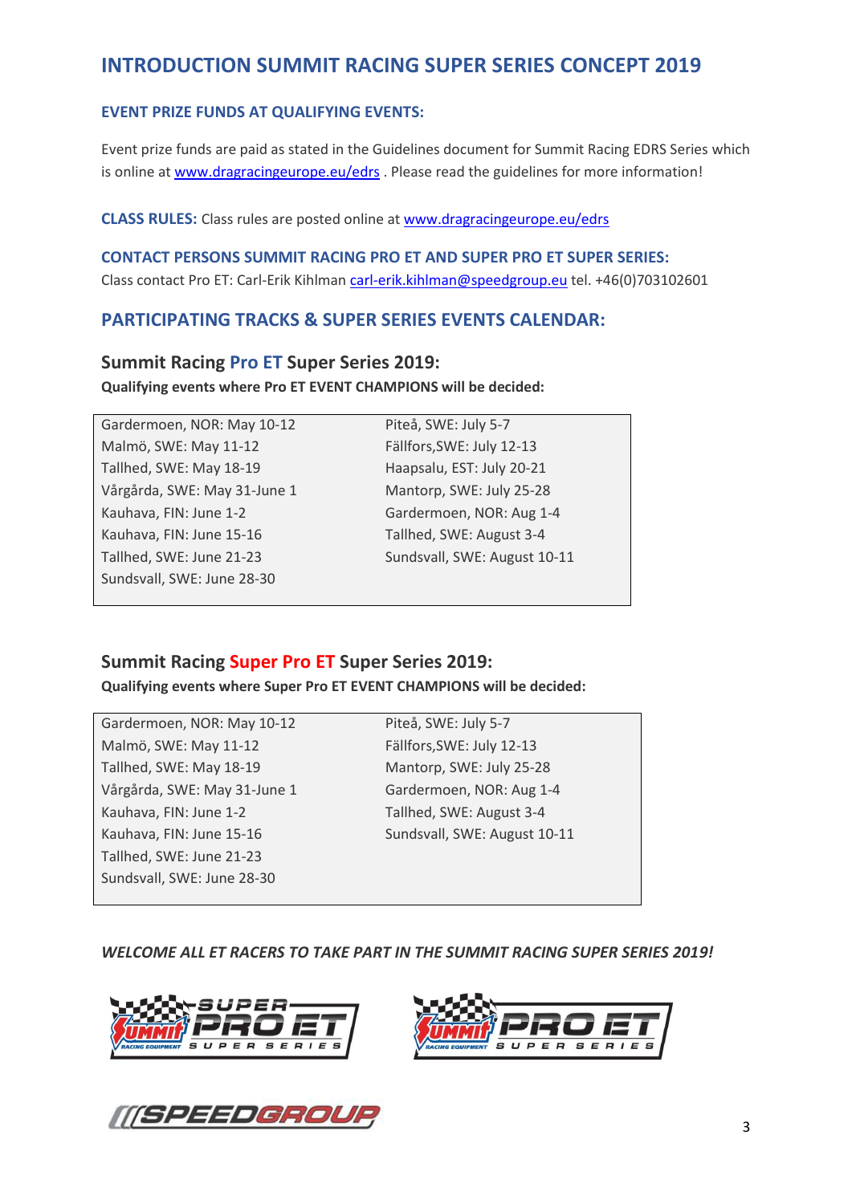# INTRODUCTION SUMMIT RACING SUPER SERIES CONCEPT 2019

### EVENT PRIZE FUNDS AT QUALIFYING EVENTS:

Event prize funds are paid as stated in the Guidelines document for Summit Racing EDRS Series which is online at www.dragracingeurope.eu/edrs . Please read the guidelines for more information!

**CLASS RULES:** Class rules are posted online at www.dragracingeurope.eu/edrs

**CONTACT PERSONS SUMMIT RACING PRO ET AND SUPER PRO ET SUPER SERIES:**
Class contact Pro ET: Carl-Erik Kihlman carl-erik.kihlman@speedgroup.eu tel. +46(0)703102601

## PARTICIPATING TRACKS & SUPER SERIES EVENTS CALENDAR:

### Summit Racing Pro ET Super Series 2019:

**Qualifying events where Pro ET EVENT CHAMPIONS will be decided:**

| | |
|---|---|
| Gardermoen, NOR: May 10-12 | Piteå, SWE: July 5-7 |
| Malmö, SWE: May 11-12 | Fällfors,SWE: July 12-13 |
| Tallhed, SWE: May 18-19 | Haapsalu, EST: July 20-21 |
| Vårgårda, SWE: May 31-June 1 | Mantorp, SWE: July 25-28 |
| Kauhava, FIN: June 1-2 | Gardermoen, NOR: Aug 1-4 |
| Kauhava, FIN: June 15-16 | Tallhed, SWE: August 3-4 |
| Tallhed, SWE: June 21-23 | Sundsvall, SWE: August 10-11 |
| Sundsvall, SWE: June 28-30 | |

### Summit Racing Super Pro ET Super Series 2019:

**Qualifying events where Super Pro ET EVENT CHAMPIONS will be decided:**

| | |
|---|---|
| Gardermoen, NOR: May 10-12 | Piteå, SWE: July 5-7 |
| Malmö, SWE: May 11-12 | Fällfors,SWE: July 12-13 |
| Tallhed, SWE: May 18-19 | Mantorp, SWE: July 25-28 |
| Vårgårda, SWE: May 31-June 1 | Gardermoen, NOR: Aug 1-4 |
| Kauhava, FIN: June 1-2 | Tallhed, SWE: August 3-4 |
| Kauhava, FIN: June 15-16 | Sundsvall, SWE: August 10-11 |
| Tallhed, SWE: June 21-23 | |
| Sundsvall, SWE: June 28-30 | |

***WELCOME ALL ET RACERS TO TAKE PART IN THE SUMMIT RACING SUPER SERIES 2019!***